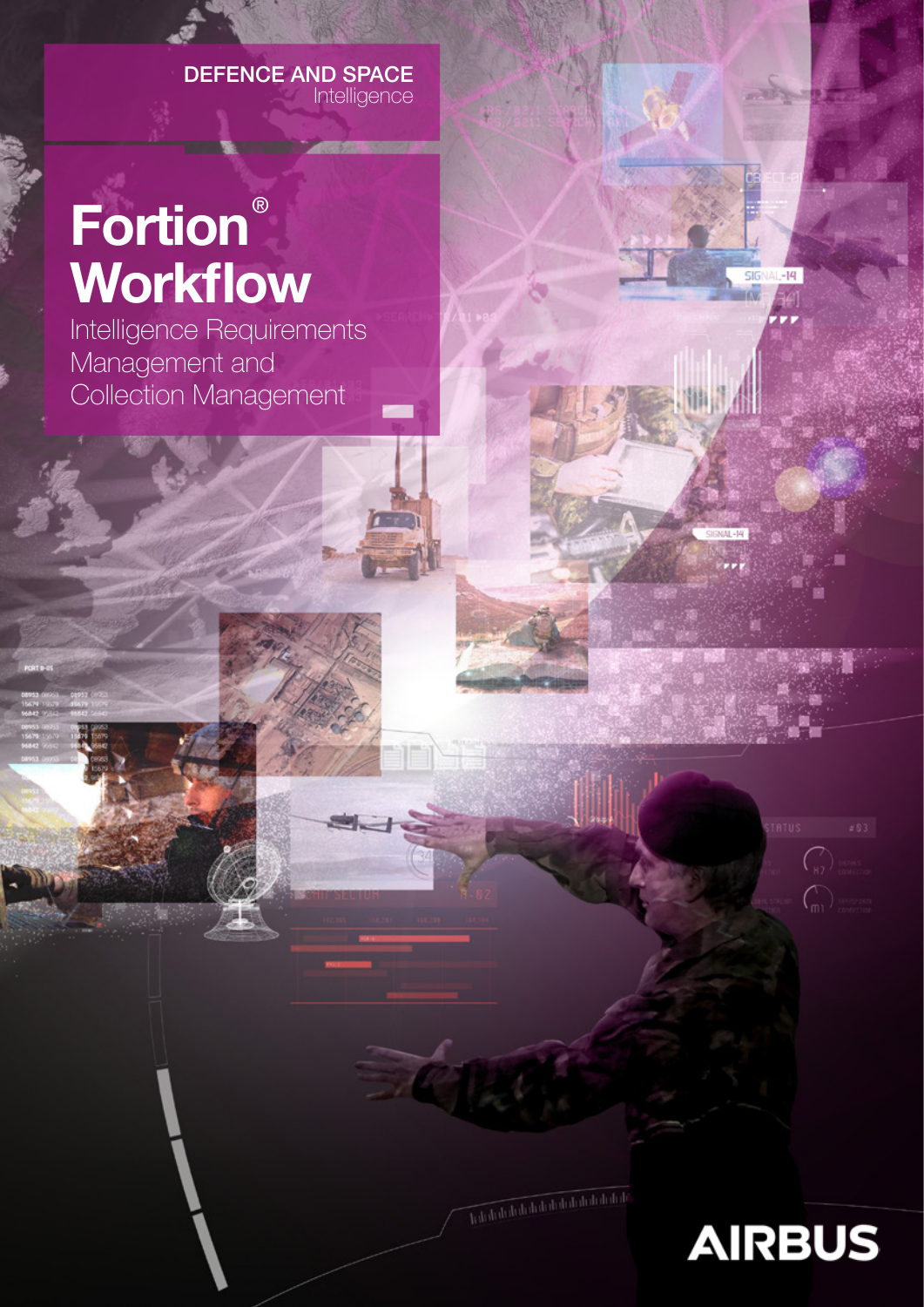DEFENCE AND SPACE
Intelligence

# Fortion® Workflow

Intelligence Requirements Management and Collection Management

AIRBUS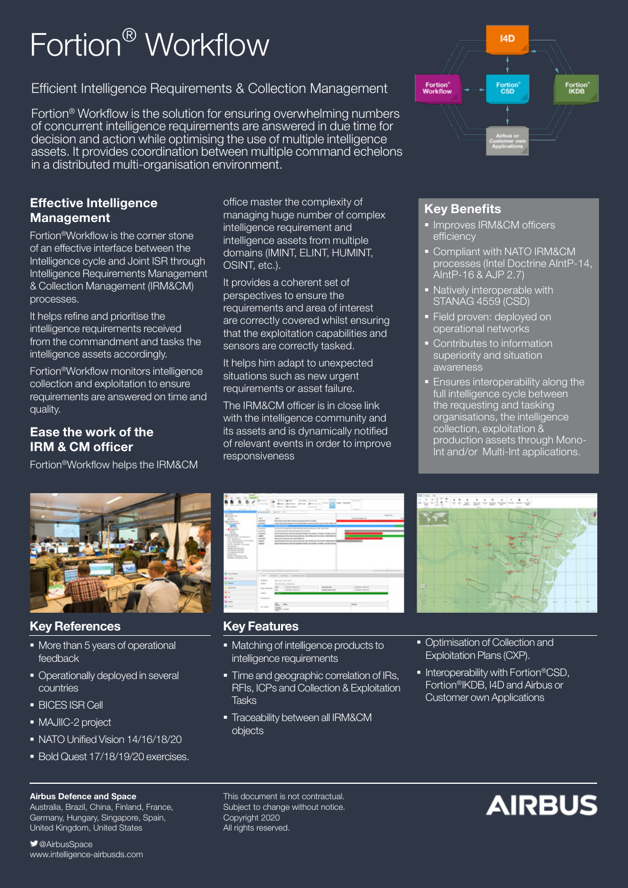# Fortion® Workflow

Efficient Intelligence Requirements & Collection Management

Fortion® Workflow is the solution for ensuring overwhelming numbers of concurrent intelligence requirements are answered in due time for decision and action while optimising the use of multiple intelligence assets. It provides coordination between multiple command echelons in a distributed multi-organisation environment.

I4D

Fortion® Workflow

Fortion® CSD

Fortion® IKDB

Airbus or Customer own Applications

## Effective Intelligence Management

Fortion®Workflow is the corner stone of an effective interface between the Intelligence cycle and Joint ISR through Intelligence Requirements Management & Collection Management (IRM&CM) processes.

It helps refine and prioritise the intelligence requirements received from the commandment and tasks the intelligence assets accordingly.

Fortion®Workflow monitors intelligence collection and exploitation to ensure requirements are answered on time and quality.

## Ease the work of the IRM & CM officer

Fortion®Workflow helps the IRM&CM office master the complexity of managing huge number of complex intelligence requirement and intelligence assets from multiple domains (IMINT, ELINT, HUMINT, OSINT, etc.).

It provides a coherent set of perspectives to ensure the requirements and area of interest are correctly covered whilst ensuring that the exploitation capabilities and sensors are correctly tasked.

It helps him adapt to unexpected situations such as new urgent requirements or asset failure.

The IRM&CM officer is in close link with the intelligence community and its assets and is dynamically notified of relevant events in order to improve responsiveness

## Key Benefits

- Improves IRM&CM officers efficiency
- Compliant with NATO IRM&CM processes (Intel Doctrine AIntP-14, AIntP-16 & AJP 2.7)
- Natively interoperable with STANAG 4559 (CSD)
- Field proven: deployed on operational networks
- Contributes to information superiority and situation awareness
- Ensures interoperability along the full intelligence cycle between the requesting and tasking organisations, the intelligence collection, exploitation & production assets through Mono-Int and/or Multi-Int applications.

## Key References

- More than 5 years of operational feedback
- Operationally deployed in several countries
- BICES ISR Cell
- MAJIIC-2 project
- NATO Unified Vision 14/16/18/20
- Bold Quest 17/18/19/20 exercises.

## Key Features

- Matching of intelligence products to intelligence requirements
- Time and geographic correlation of IRs, RFIs, ICPs and Collection & Exploitation Tasks
- Traceability between all IRM&CM objects
- Optimisation of Collection and Exploitation Plans (CXP).
- Interoperability with Fortion®CSD, Fortion®IKDB, I4D and Airbus or Customer own Applications

**Airbus Defence and Space**
Australia, Brazil, China, Finland, France, Germany, Hungary, Singapore, Spain, United Kingdom, United States

@AirbusSpace
www.intelligence-airbusds.com

This document is not contractual.
Subject to change without notice.
Copyright 2020
All rights reserved.

AIRBUS